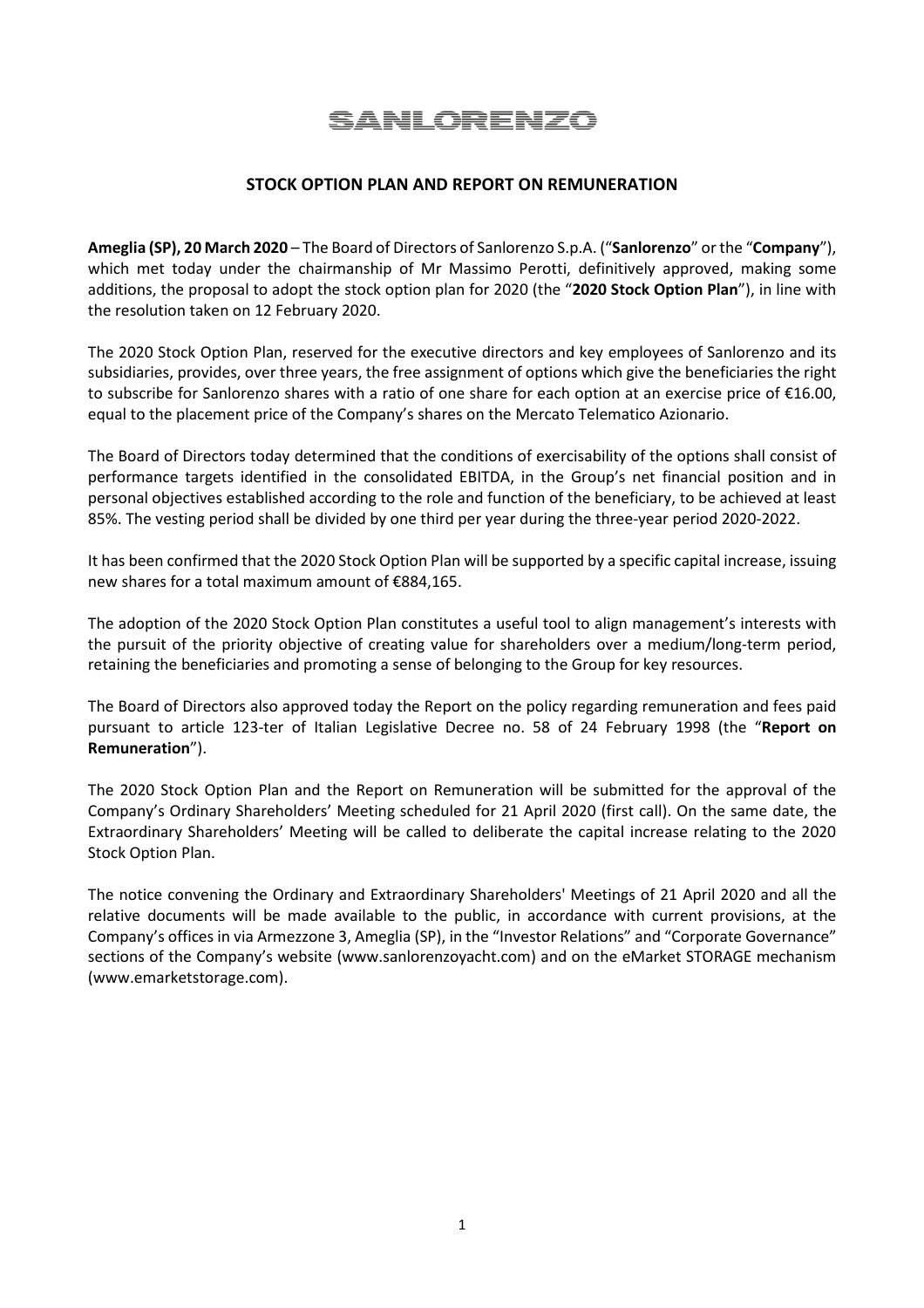SANLORENZO

## STOCK OPTION PLAN AND REPORT ON REMUNERATION

**Ameglia (SP), 20 March 2020** – The Board of Directors of Sanlorenzo S.p.A. ("**Sanlorenzo**" or the "**Company**"), which met today under the chairmanship of Mr Massimo Perotti, definitively approved, making some additions, the proposal to adopt the stock option plan for 2020 (the "**2020 Stock Option Plan**"), in line with the resolution taken on 12 February 2020.

The 2020 Stock Option Plan, reserved for the executive directors and key employees of Sanlorenzo and its subsidiaries, provides, over three years, the free assignment of options which give the beneficiaries the right to subscribe for Sanlorenzo shares with a ratio of one share for each option at an exercise price of €16.00, equal to the placement price of the Company's shares on the Mercato Telematico Azionario.

The Board of Directors today determined that the conditions of exercisability of the options shall consist of performance targets identified in the consolidated EBITDA, in the Group's net financial position and in personal objectives established according to the role and function of the beneficiary, to be achieved at least 85%. The vesting period shall be divided by one third per year during the three-year period 2020-2022.

It has been confirmed that the 2020 Stock Option Plan will be supported by a specific capital increase, issuing new shares for a total maximum amount of €884,165.

The adoption of the 2020 Stock Option Plan constitutes a useful tool to align management's interests with the pursuit of the priority objective of creating value for shareholders over a medium/long-term period, retaining the beneficiaries and promoting a sense of belonging to the Group for key resources.

The Board of Directors also approved today the Report on the policy regarding remuneration and fees paid pursuant to article 123-ter of Italian Legislative Decree no. 58 of 24 February 1998 (the "**Report on Remuneration**").

The 2020 Stock Option Plan and the Report on Remuneration will be submitted for the approval of the Company's Ordinary Shareholders' Meeting scheduled for 21 April 2020 (first call). On the same date, the Extraordinary Shareholders' Meeting will be called to deliberate the capital increase relating to the 2020 Stock Option Plan.

The notice convening the Ordinary and Extraordinary Shareholders' Meetings of 21 April 2020 and all the relative documents will be made available to the public, in accordance with current provisions, at the Company's offices in via Armezzone 3, Ameglia (SP), in the "Investor Relations" and "Corporate Governance" sections of the Company's website (www.sanlorenzoyacht.com) and on the eMarket STORAGE mechanism (www.emarketstorage.com).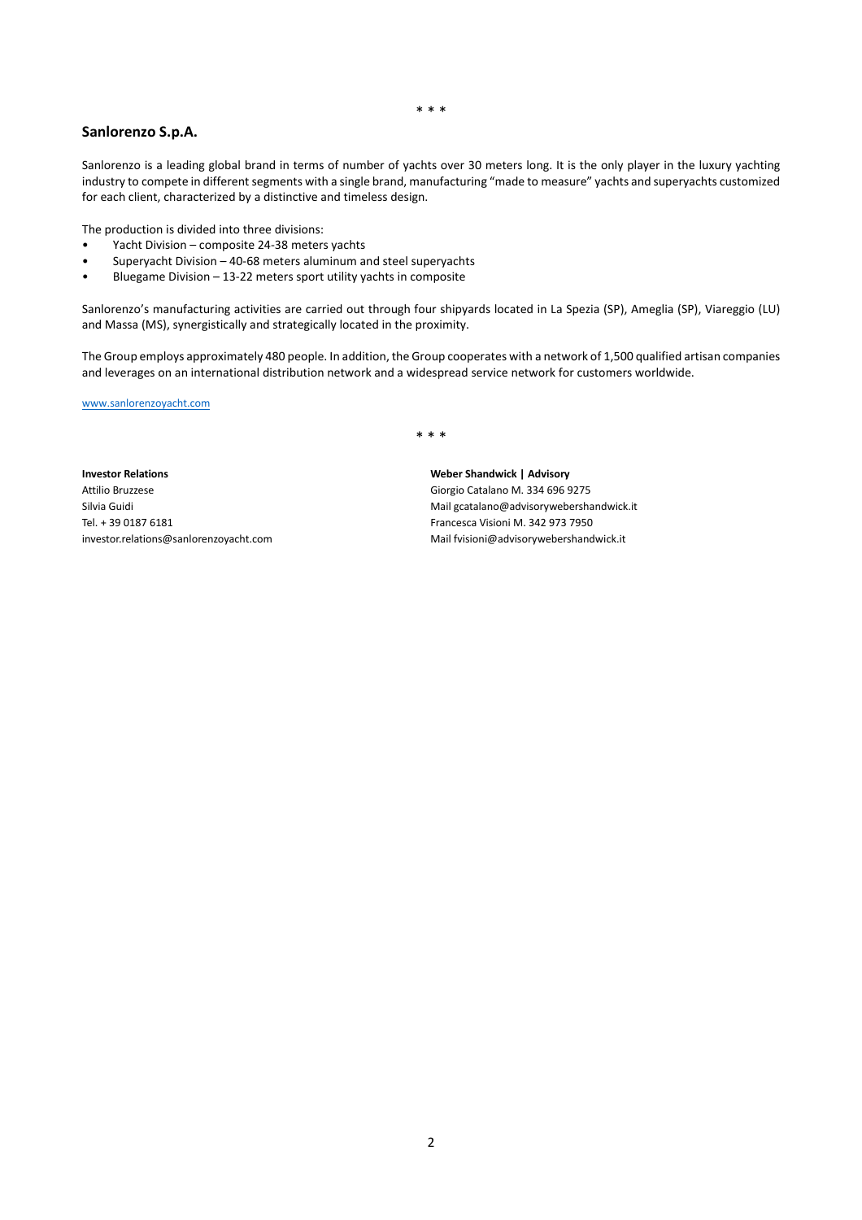\* \* \*

## Sanlorenzo S.p.A.

Sanlorenzo is a leading global brand in terms of number of yachts over 30 meters long. It is the only player in the luxury yachting industry to compete in different segments with a single brand, manufacturing "made to measure" yachts and superyachts customized for each client, characterized by a distinctive and timeless design.

The production is divided into three divisions:

- Yacht Division – composite 24-38 meters yachts
- Superyacht Division – 40-68 meters aluminum and steel superyachts
- Bluegame Division – 13-22 meters sport utility yachts in composite

Sanlorenzo's manufacturing activities are carried out through four shipyards located in La Spezia (SP), Ameglia (SP), Viareggio (LU) and Massa (MS), synergistically and strategically located in the proximity.

The Group employs approximately 480 people. In addition, the Group cooperates with a network of 1,500 qualified artisan companies and leverages on an international distribution network and a widespread service network for customers worldwide.

www.sanlorenzoyacht.com

\* \* \*

**Investor Relations**
Attilio Bruzzese
Silvia Guidi
Tel. + 39 0187 6181
investor.relations@sanlorenzoyacht.com

**Weber Shandwick | Advisory**
Giorgio Catalano M. 334 696 9275
Mail gcatalano@advisorywebershandwick.it
Francesca Visioni M. 342 973 7950
Mail fvisioni@advisorywebershandwick.it